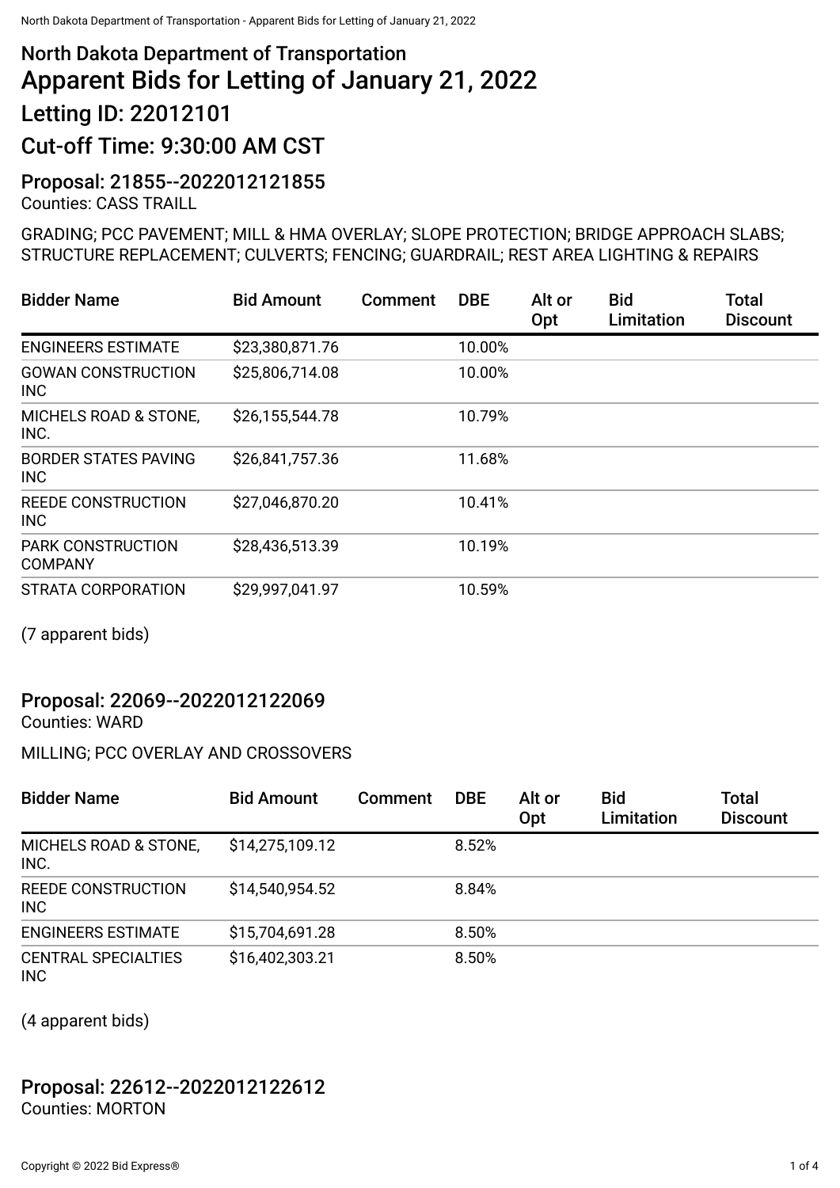## North Dakota Department of Transportation

# Apparent Bids for Letting of January 21, 2022

## Letting ID: 22012101

## Cut-off Time: 9:30:00 AM CST

### Proposal: 21855--2022012121855

Counties: CASS TRAILL

GRADING; PCC PAVEMENT; MILL & HMA OVERLAY; SLOPE PROTECTION; BRIDGE APPROACH SLABS; STRUCTURE REPLACEMENT; CULVERTS; FENCING; GUARDRAIL; REST AREA LIGHTING & REPAIRS

| Bidder Name | Bid Amount | Comment | DBE | Alt or Opt | Bid Limitation | Total Discount |
|---|---|---|---|---|---|---|
| ENGINEERS ESTIMATE | $23,380,871.76 | | 10.00% | | | |
| GOWAN CONSTRUCTION INC | $25,806,714.08 | | 10.00% | | | |
| MICHELS ROAD & STONE, INC. | $26,155,544.78 | | 10.79% | | | |
| BORDER STATES PAVING INC | $26,841,757.36 | | 11.68% | | | |
| REEDE CONSTRUCTION INC | $27,046,870.20 | | 10.41% | | | |
| PARK CONSTRUCTION COMPANY | $28,436,513.39 | | 10.19% | | | |
| STRATA CORPORATION | $29,997,041.97 | | 10.59% | | | |

(7 apparent bids)

### Proposal: 22069--2022012122069

Counties: WARD

MILLING; PCC OVERLAY AND CROSSOVERS

| Bidder Name | Bid Amount | Comment | DBE | Alt or Opt | Bid Limitation | Total Discount |
|---|---|---|---|---|---|---|
| MICHELS ROAD & STONE, INC. | $14,275,109.12 | | 8.52% | | | |
| REEDE CONSTRUCTION INC | $14,540,954.52 | | 8.84% | | | |
| ENGINEERS ESTIMATE | $15,704,691.28 | | 8.50% | | | |
| CENTRAL SPECIALTIES INC | $16,402,303.21 | | 8.50% | | | |

(4 apparent bids)

### Proposal: 22612--2022012122612

Counties: MORTON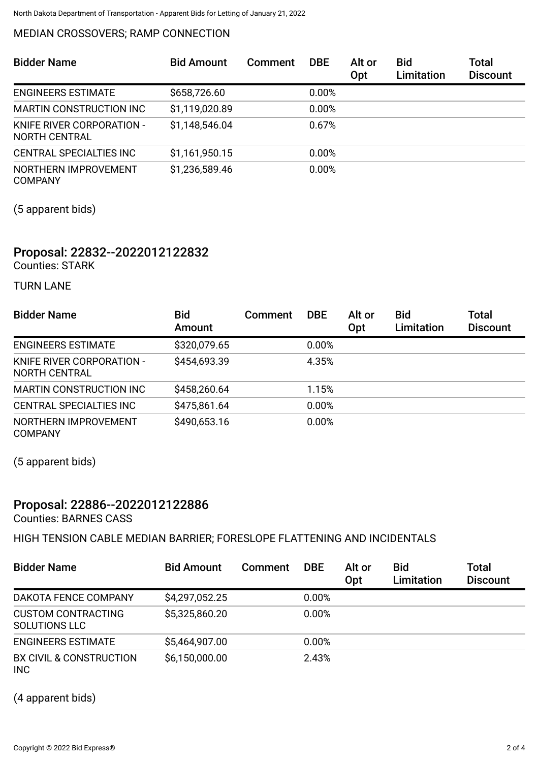MEDIAN CROSSOVERS; RAMP CONNECTION

| Bidder Name | Bid Amount | Comment | DBE | Alt or Opt | Bid Limitation | Total Discount |
|---|---|---|---|---|---|---|
| ENGINEERS ESTIMATE | $658,726.60 | | 0.00% | | | |
| MARTIN CONSTRUCTION INC | $1,119,020.89 | | 0.00% | | | |
| KNIFE RIVER CORPORATION - NORTH CENTRAL | $1,148,546.04 | | 0.67% | | | |
| CENTRAL SPECIALTIES INC | $1,161,950.15 | | 0.00% | | | |
| NORTHERN IMPROVEMENT COMPANY | $1,236,589.46 | | 0.00% | | | |

(5 apparent bids)

## Proposal: 22832--2022012122832

Counties: STARK

TURN LANE

| Bidder Name | Bid Amount | Comment | DBE | Alt or Opt | Bid Limitation | Total Discount |
|---|---|---|---|---|---|---|
| ENGINEERS ESTIMATE | $320,079.65 | | 0.00% | | | |
| KNIFE RIVER CORPORATION - NORTH CENTRAL | $454,693.39 | | 4.35% | | | |
| MARTIN CONSTRUCTION INC | $458,260.64 | | 1.15% | | | |
| CENTRAL SPECIALTIES INC | $475,861.64 | | 0.00% | | | |
| NORTHERN IMPROVEMENT COMPANY | $490,653.16 | | 0.00% | | | |

(5 apparent bids)

## Proposal: 22886--2022012122886

Counties: BARNES CASS

HIGH TENSION CABLE MEDIAN BARRIER; FORESLOPE FLATTENING AND INCIDENTALS

| Bidder Name | Bid Amount | Comment | DBE | Alt or Opt | Bid Limitation | Total Discount |
|---|---|---|---|---|---|---|
| DAKOTA FENCE COMPANY | $4,297,052.25 | | 0.00% | | | |
| CUSTOM CONTRACTING SOLUTIONS LLC | $5,325,860.20 | | 0.00% | | | |
| ENGINEERS ESTIMATE | $5,464,907.00 | | 0.00% | | | |
| BX CIVIL & CONSTRUCTION INC | $6,150,000.00 | | 2.43% | | | |

(4 apparent bids)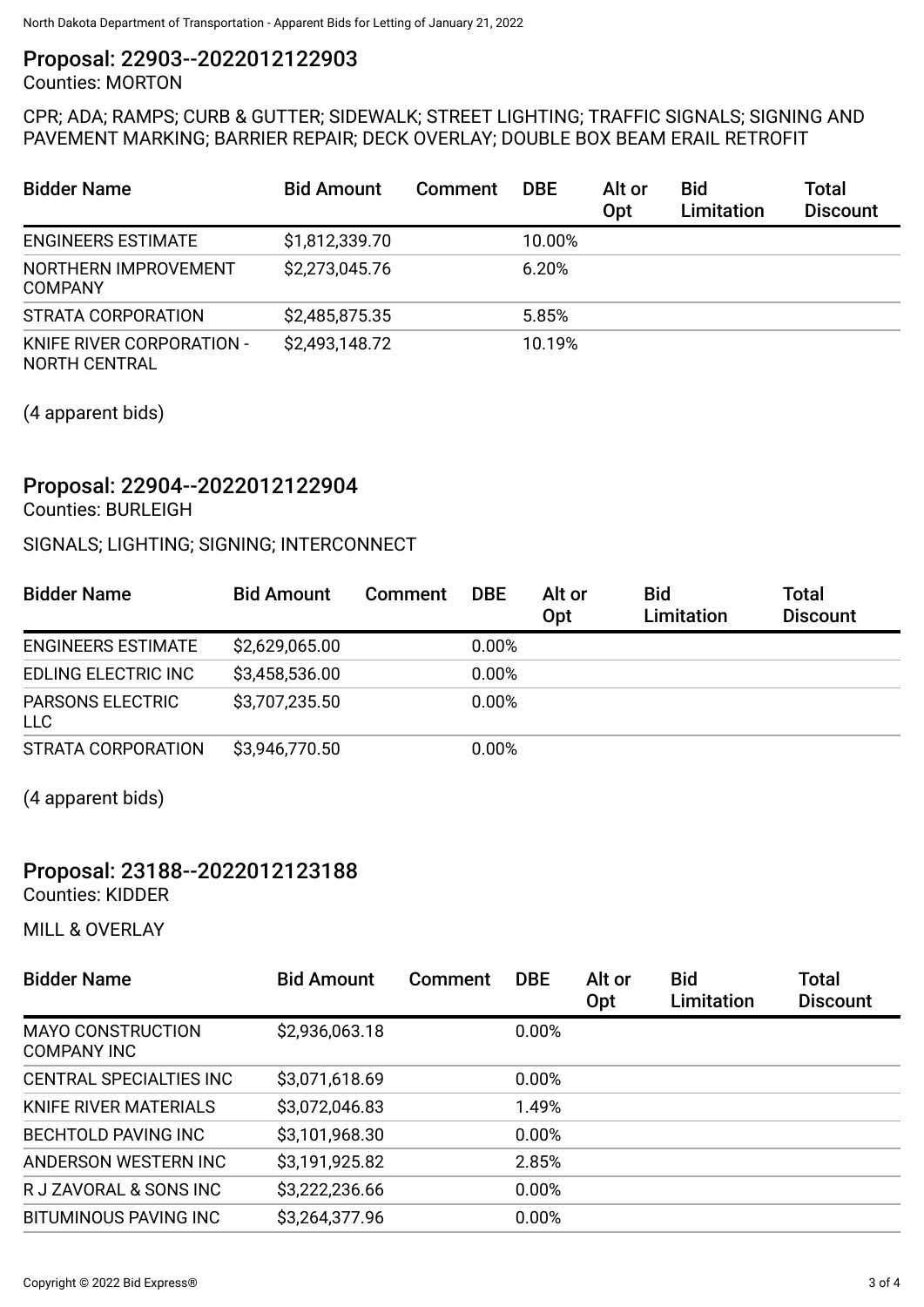## Proposal: 22903--2022012122903

Counties: MORTON

CPR; ADA; RAMPS; CURB & GUTTER; SIDEWALK; STREET LIGHTING; TRAFFIC SIGNALS; SIGNING AND PAVEMENT MARKING; BARRIER REPAIR; DECK OVERLAY; DOUBLE BOX BEAM ERAIL RETROFIT

| Bidder Name | Bid Amount | Comment | DBE | Alt or Opt | Bid Limitation | Total Discount |
|---|---|---|---|---|---|---|
| ENGINEERS ESTIMATE | $1,812,339.70 | | 10.00% | | | |
| NORTHERN IMPROVEMENT COMPANY | $2,273,045.76 | | 6.20% | | | |
| STRATA CORPORATION | $2,485,875.35 | | 5.85% | | | |
| KNIFE RIVER CORPORATION - NORTH CENTRAL | $2,493,148.72 | | 10.19% | | | |

(4 apparent bids)

## Proposal: 22904--2022012122904

Counties: BURLEIGH

SIGNALS; LIGHTING; SIGNING; INTERCONNECT

| Bidder Name | Bid Amount | Comment | DBE | Alt or Opt | Bid Limitation | Total Discount |
|---|---|---|---|---|---|---|
| ENGINEERS ESTIMATE | $2,629,065.00 | | 0.00% | | | |
| EDLING ELECTRIC INC | $3,458,536.00 | | 0.00% | | | |
| PARSONS ELECTRIC LLC | $3,707,235.50 | | 0.00% | | | |
| STRATA CORPORATION | $3,946,770.50 | | 0.00% | | | |

(4 apparent bids)

## Proposal: 23188--2022012123188

Counties: KIDDER

MILL & OVERLAY

| Bidder Name | Bid Amount | Comment | DBE | Alt or Opt | Bid Limitation | Total Discount |
|---|---|---|---|---|---|---|
| MAYO CONSTRUCTION COMPANY INC | $2,936,063.18 | | 0.00% | | | |
| CENTRAL SPECIALTIES INC | $3,071,618.69 | | 0.00% | | | |
| KNIFE RIVER MATERIALS | $3,072,046.83 | | 1.49% | | | |
| BECHTOLD PAVING INC | $3,101,968.30 | | 0.00% | | | |
| ANDERSON WESTERN INC | $3,191,925.82 | | 2.85% | | | |
| R J ZAVORAL & SONS INC | $3,222,236.66 | | 0.00% | | | |
| BITUMINOUS PAVING INC | $3,264,377.96 | | 0.00% | | | |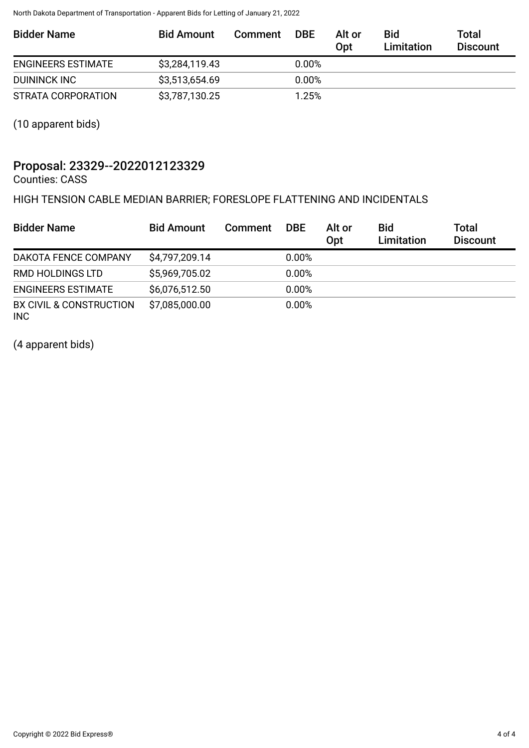| Bidder Name | Bid Amount | Comment | DBE | Alt or Opt | Bid Limitation | Total Discount |
|---|---|---|---|---|---|---|
| ENGINEERS ESTIMATE | $3,284,119.43 | | 0.00% | | | |
| DUININCK INC | $3,513,654.69 | | 0.00% | | | |
| STRATA CORPORATION | $3,787,130.25 | | 1.25% | | | |

(10 apparent bids)

## Proposal: 23329--2022012123329

Counties: CASS

HIGH TENSION CABLE MEDIAN BARRIER; FORESLOPE FLATTENING AND INCIDENTALS

| Bidder Name | Bid Amount | Comment | DBE | Alt or Opt | Bid Limitation | Total Discount |
|---|---|---|---|---|---|---|
| DAKOTA FENCE COMPANY | $4,797,209.14 | | 0.00% | | | |
| RMD HOLDINGS LTD | $5,969,705.02 | | 0.00% | | | |
| ENGINEERS ESTIMATE | $6,076,512.50 | | 0.00% | | | |
| BX CIVIL & CONSTRUCTION INC | $7,085,000.00 | | 0.00% | | | |

(4 apparent bids)